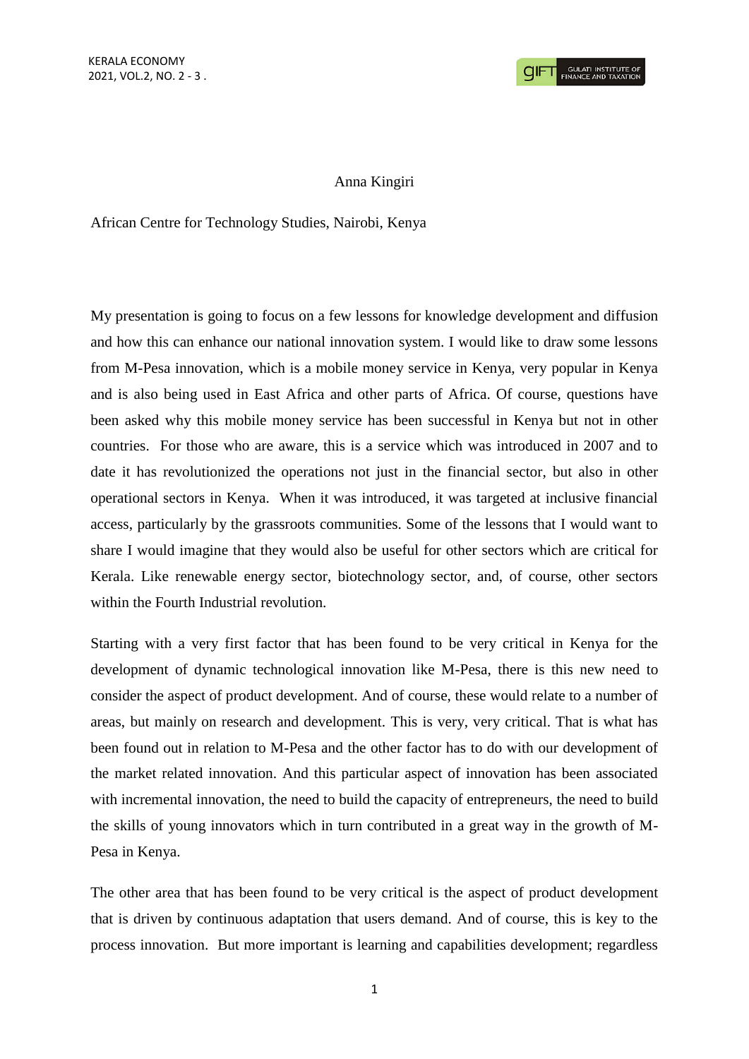Anna Kingiri

African Centre for Technology Studies, Nairobi, Kenya

My presentation is going to focus on a few lessons for knowledge development and diffusion and how this can enhance our national innovation system. I would like to draw some lessons from M-Pesa innovation, which is a mobile money service in Kenya, very popular in Kenya and is also being used in East Africa and other parts of Africa. Of course, questions have been asked why this mobile money service has been successful in Kenya but not in other countries. For those who are aware, this is a service which was introduced in 2007 and to date it has revolutionized the operations not just in the financial sector, but also in other operational sectors in Kenya. When it was introduced, it was targeted at inclusive financial access, particularly by the grassroots communities. Some of the lessons that I would want to share I would imagine that they would also be useful for other sectors which are critical for Kerala. Like renewable energy sector, biotechnology sector, and, of course, other sectors within the Fourth Industrial revolution.

Starting with a very first factor that has been found to be very critical in Kenya for the development of dynamic technological innovation like M-Pesa, there is this new need to consider the aspect of product development. And of course, these would relate to a number of areas, but mainly on research and development. This is very, very critical. That is what has been found out in relation to M-Pesa and the other factor has to do with our development of the market related innovation. And this particular aspect of innovation has been associated with incremental innovation, the need to build the capacity of entrepreneurs, the need to build the skills of young innovators which in turn contributed in a great way in the growth of M-Pesa in Kenya.

The other area that has been found to be very critical is the aspect of product development that is driven by continuous adaptation that users demand. And of course, this is key to the process innovation. But more important is learning and capabilities development; regardless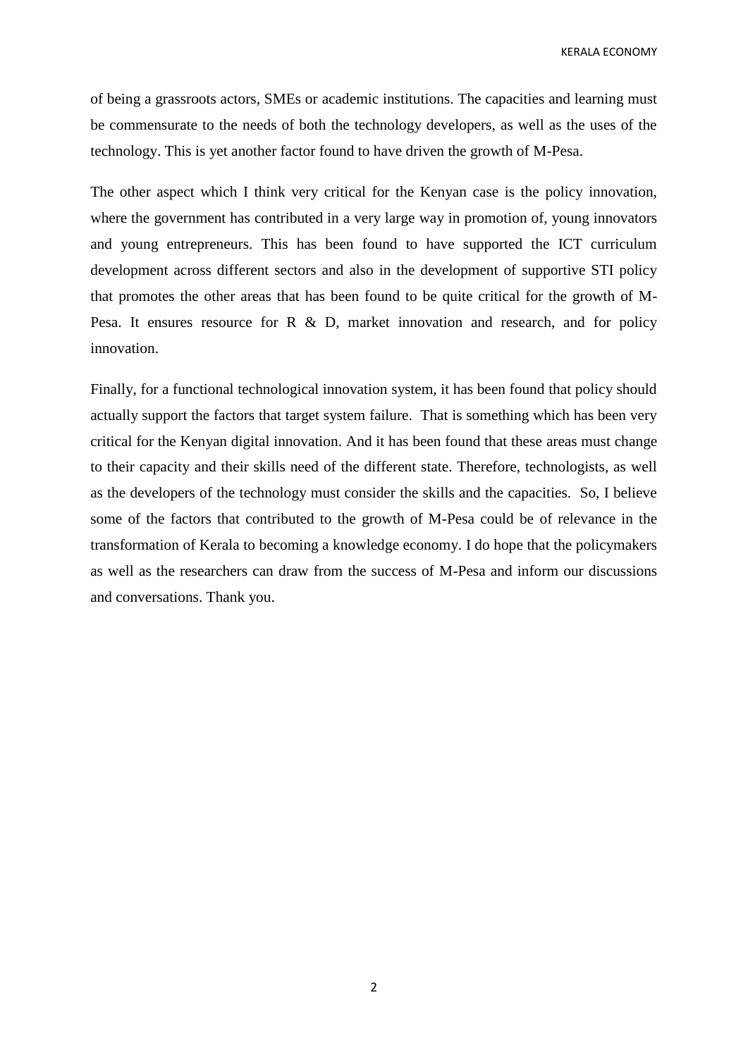of being a grassroots actors, SMEs or academic institutions. The capacities and learning must be commensurate to the needs of both the technology developers, as well as the uses of the technology. This is yet another factor found to have driven the growth of M-Pesa.

The other aspect which I think very critical for the Kenyan case is the policy innovation, where the government has contributed in a very large way in promotion of, young innovators and young entrepreneurs. This has been found to have supported the ICT curriculum development across different sectors and also in the development of supportive STI policy that promotes the other areas that has been found to be quite critical for the growth of M-Pesa. It ensures resource for R & D, market innovation and research, and for policy innovation.

Finally, for a functional technological innovation system, it has been found that policy should actually support the factors that target system failure. That is something which has been very critical for the Kenyan digital innovation. And it has been found that these areas must change to their capacity and their skills need of the different state. Therefore, technologists, as well as the developers of the technology must consider the skills and the capacities. So, I believe some of the factors that contributed to the growth of M-Pesa could be of relevance in the transformation of Kerala to becoming a knowledge economy. I do hope that the policymakers as well as the researchers can draw from the success of M-Pesa and inform our discussions and conversations. Thank you.